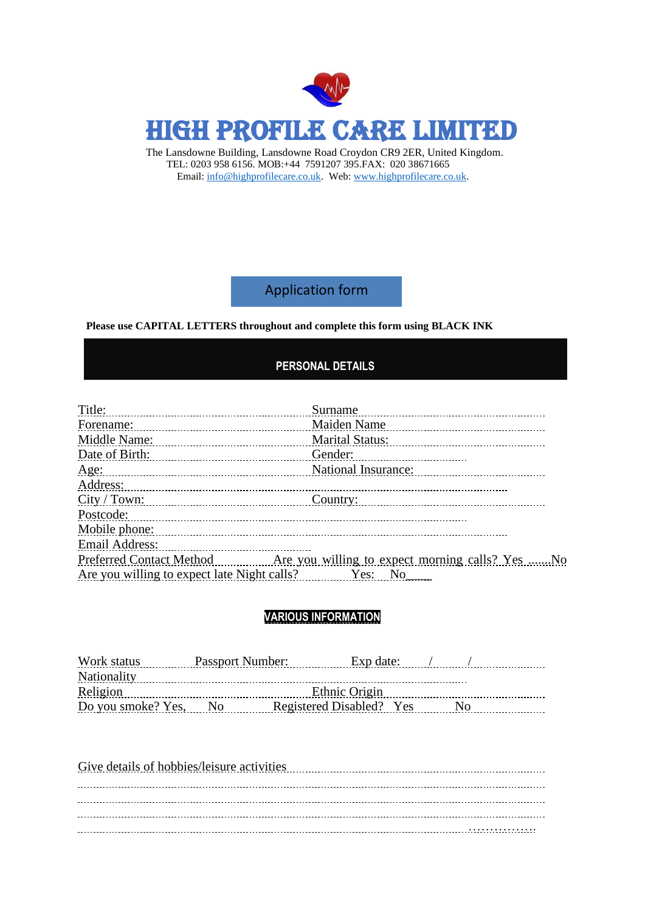# HIGH PROFILE CARE LIMITED

The Lansdowne Building, Lansdowne Road Croydon CR9 2ER, United Kingdom.
TEL: 0203 958 6156. MOB:+44 7591207 395.FAX: 020 38671665
Email: info@highprofilecare.co.uk. Web: www.highprofilecare.co.uk.

## Application form

**Please use CAPITAL LETTERS throughout and complete this form using BLACK INK**

## PERSONAL DETAILS

Title: ........................................ Surname ........................................
Forename: ........................................ Maiden Name ........................................
Middle Name: ........................................ Marital Status: ........................................
Date of Birth: ........................................ Gender: ........................................
Age: ........................................ National Insurance: ........................................
Address: ........................................................................................
City / Town: ........................................ Country: ........................................
Postcode: ........................................................................................
Mobile phone: ........................................................................................
Email Address: ........................................
Preferred Contact Method ............ Are you willing to expect morning calls? Yes .......No
Are you willing to expect late Night calls? ............ Yes: No_____

## VARIOUS INFORMATION

Work status ............ Passport Number: ............ Exp date: / / ............
Nationality ........................................................................................
Religion ........................................ Ethnic Origin ........................................
Do you smoke? Yes, No ............ Registered Disabled? Yes ............ No ............

Give details of hobbies/leisure activities ........................................................................................
........................................................................................................................
........................................................................................................................
........................................................................................................................
........................................................................................................................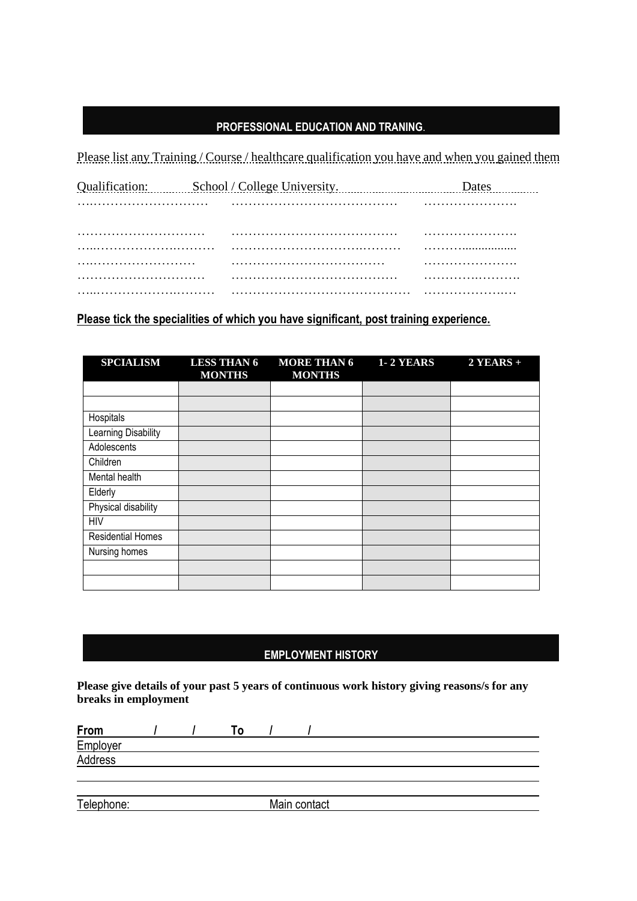## PROFESSIONAL EDUCATION AND TRANING.

Please list any Training / Course / healthcare qualification you have and when you gained them

| Qualification: | School / College University. | Dates |
|---|---|---|
| …………………………… | ………………………………… | ………………… |
| …………………………… | ………………………………… | ………………… |
| …………………………… | ………………………………… | ………………… |
| …………………………… | ………………………………… | ………………… |
| …………………………… | ………………………………… | ………………… |
| …………………………… | ………………………………… | ………………… |

**Please tick the specialities of which you have significant, post training experience.**

| SPCIALISM | LESS THAN 6 MONTHS | MORE THAN 6 MONTHS | 1- 2 YEARS | 2 YEARS + |
|---|---|---|---|---|
| | | | | |
| | | | | |
| Hospitals | | | | |
| Learning Disability | | | | |
| Adolescents | | | | |
| Children | | | | |
| Mental health | | | | |
| Elderly | | | | |
| Physical disability | | | | |
| HIV | | | | |
| Residential Homes | | | | |
| Nursing homes | | | | |
| | | | | |
| | | | | |

## EMPLOYMENT HISTORY

**Please give details of your past 5 years of continuous work history giving reasons/s for any breaks in employment**

**From / / To / /**

Employer

Address

Telephone: Main contact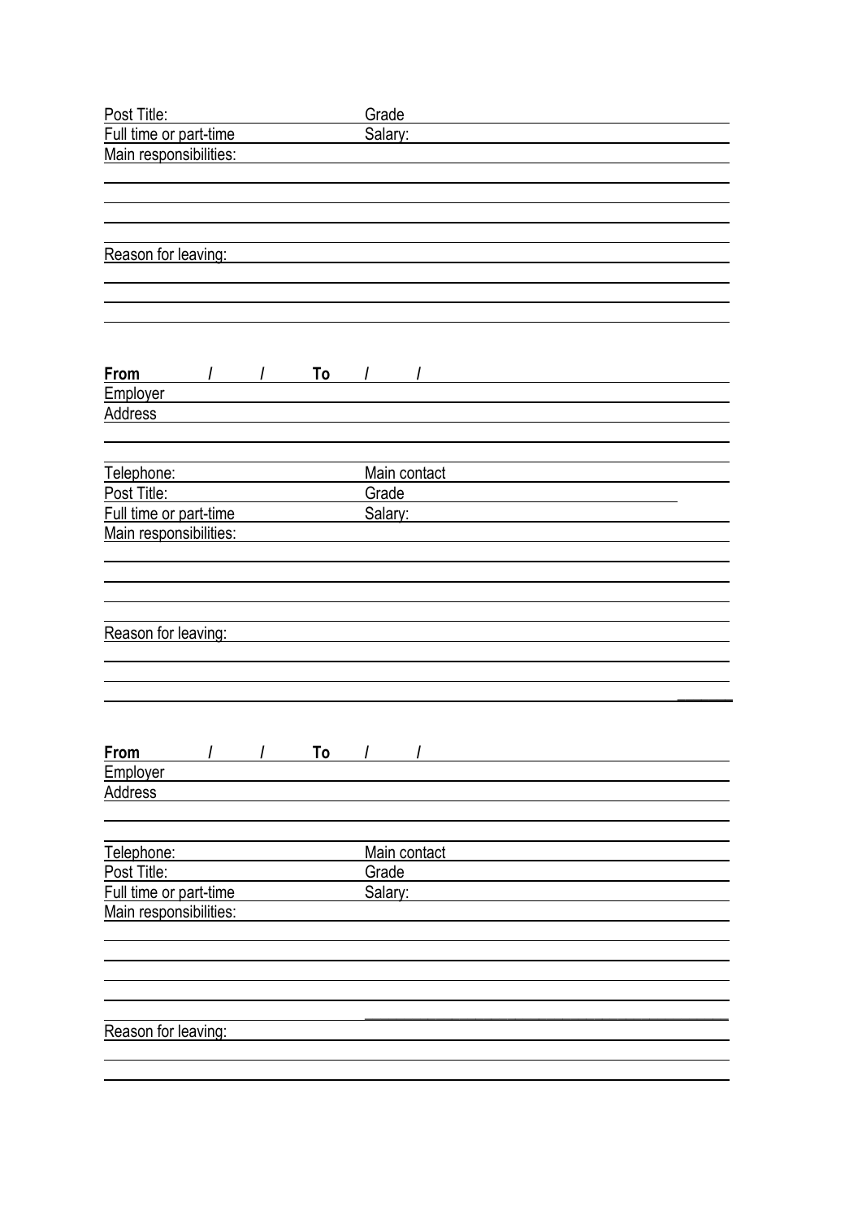Post Title: Grade

Full time or part-time Salary:

Main responsibilities:

Reason for leaving:

**From / / To / /**

Employer

Address

Telephone: Main contact

Post Title: Grade

Full time or part-time Salary:

Main responsibilities:

Reason for leaving:

**From / / To / /**

Employer

Address

Telephone: Main contact

Post Title: Grade

Full time or part-time Salary:

Main responsibilities:

Reason for leaving: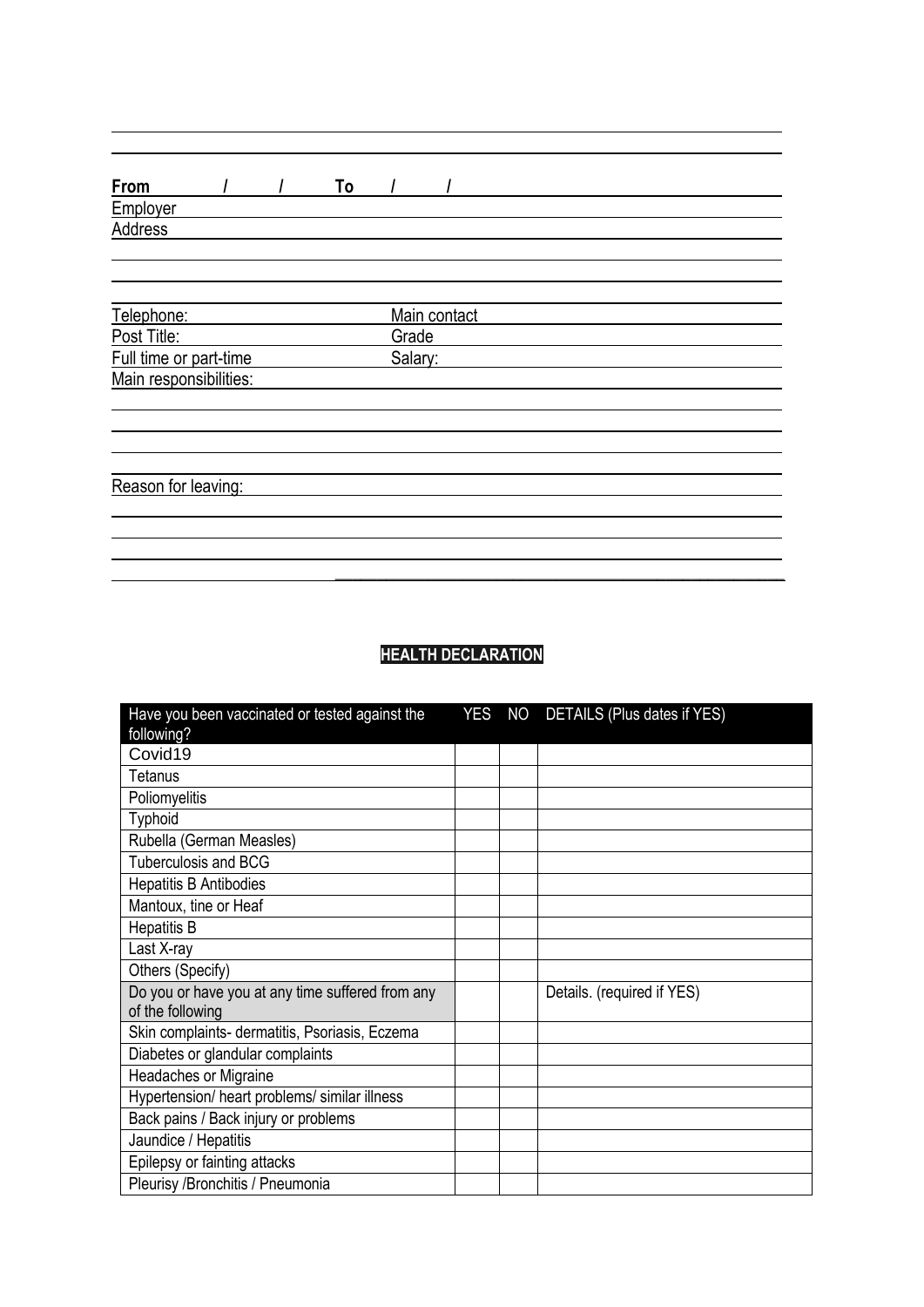**From / / To / /**

Employer

Address

Telephone: Main contact

Post Title: Grade

Full time or part-time Salary:

Main responsibilities:

Reason for leaving:

**HEALTH DECLARATION**

| Have you been vaccinated or tested against the following? | YES | NO | DETAILS (Plus dates if YES) |
|---|---|---|---|
| Covid19 | | | |
| Tetanus | | | |
| Poliomyelitis | | | |
| Typhoid | | | |
| Rubella (German Measles) | | | |
| Tuberculosis and BCG | | | |
| Hepatitis B Antibodies | | | |
| Mantoux, tine or Heaf | | | |
| Hepatitis B | | | |
| Last X-ray | | | |
| Others (Specify) | | | |
| Do you or have you at any time suffered from any of the following | | | Details. (required if YES) |
| Skin complaints- dermatitis, Psoriasis, Eczema | | | |
| Diabetes or glandular complaints | | | |
| Headaches or Migraine | | | |
| Hypertension/ heart problems/ similar illness | | | |
| Back pains / Back injury or problems | | | |
| Jaundice / Hepatitis | | | |
| Epilepsy or fainting attacks | | | |
| Pleurisy /Bronchitis / Pneumonia | | | |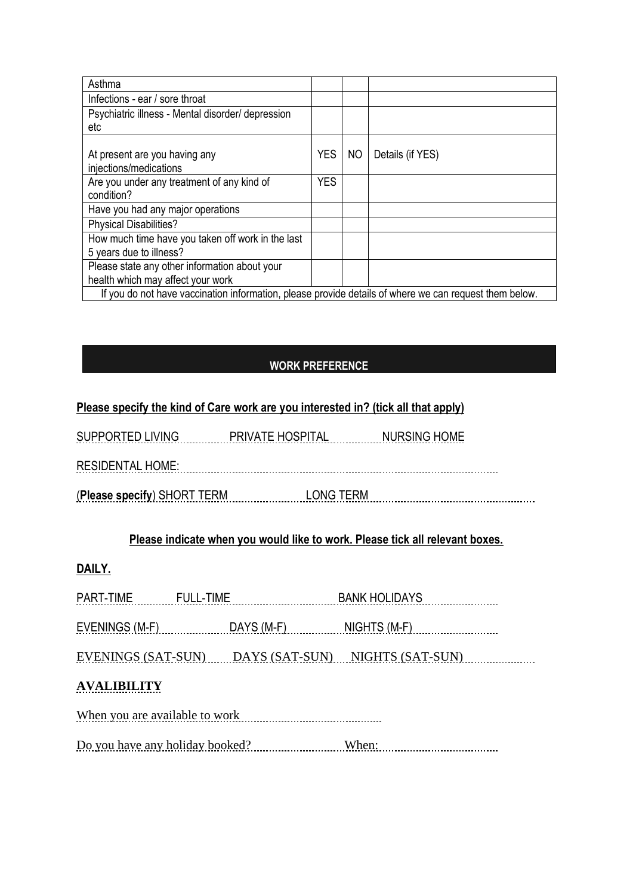| | | | |
|---|---|---|---|
| Asthma | | | |
| Infections - ear / sore throat | | | |
| Psychiatric illness - Mental disorder/ depression etc | | | |
| At present are you having any injections/medications | YES | NO | Details (if YES) |
| Are you under any treatment of any kind of condition? | YES | | |
| Have you had any major operations | | | |
| Physical Disabilities? | | | |
| How much time have you taken off work in the last 5 years due to illness? | | | |
| Please state any other information about your health which may affect your work | | | |
| If you do not have vaccination information, please provide details of where we can request them below. | | | |

## WORK PREFERENCE

**Please specify the kind of Care work are you interested in? (tick all that apply)**

SUPPORTED LIVING ............ PRIVATE HOSPITAL ............ NURSING HOME

RESIDENTAL HOME: ..........................................................................

(**Please specify**) SHORT TERM ..................... LONG TERM ..........................................

**Please indicate when you would like to work. Please tick all relevant boxes.**

**DAILY.**

PART-TIME ............ FULL-TIME ............................ BANK HOLIDAYS ....................

EVENINGS (M-F) .................. DAYS (M-F) ............... NIGHTS (M-F) ........................

EVENINGS (SAT-SUN) ...... DAYS (SAT-SUN) ..... NIGHTS (SAT-SUN) ...................

**AVALIBILITY**

When you are available to work ..........................................

Do you have any holiday booked? ......................... When: ..................................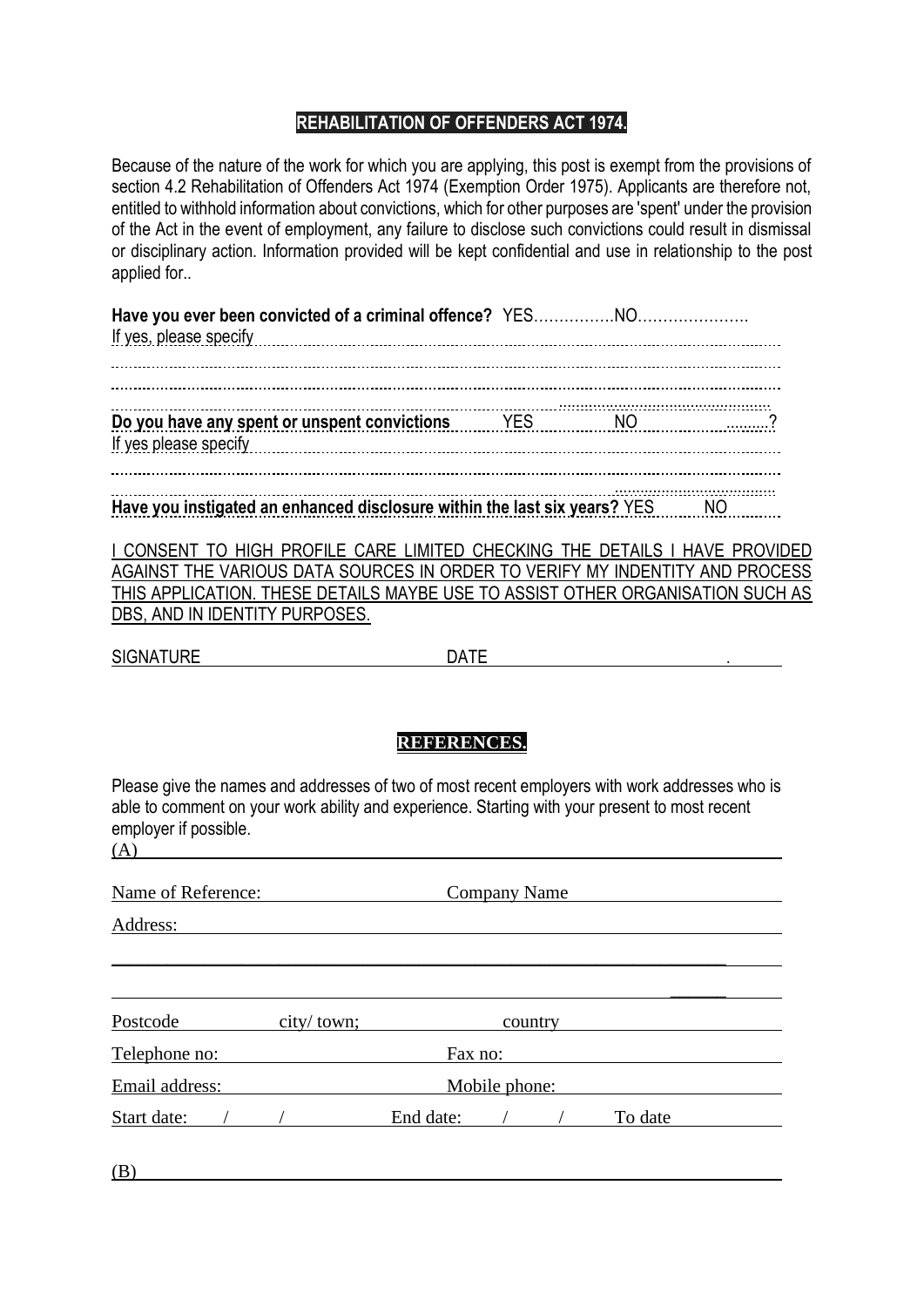## REHABILITATION OF OFFENDERS ACT 1974.

Because of the nature of the work for which you are applying, this post is exempt from the provisions of section 4.2 Rehabilitation of Offenders Act 1974 (Exemption Order 1975). Applicants are therefore not, entitled to withhold information about convictions, which for other purposes are 'spent' under the provision of the Act in the event of employment, any failure to disclose such convictions could result in dismissal or disciplinary action. Information provided will be kept confidential and use in relationship to the post applied for..

**Have you ever been convicted of a criminal offence?** YES…………….NO………………….

If yes, please specify ................................................................................................................

..........................................................................................................................................

..........................................................................................................................................

..........................................................................................................................................

**Do you have any spent or unspent convictions** YES NO ..........?

If yes please specify ................................................................................................................

..........................................................................................................................................

..........................................................................................................................................

**Have you instigated an enhanced disclosure within the last six years?** YES NO

I CONSENT TO HIGH PROFILE CARE LIMITED CHECKING THE DETAILS I HAVE PROVIDED AGAINST THE VARIOUS DATA SOURCES IN ORDER TO VERIFY MY INDENTITY AND PROCESS THIS APPLICATION. THESE DETAILS MAYBE USE TO ASSIST OTHER ORGANISATION SUCH AS DBS, AND IN IDENTITY PURPOSES.

SIGNATURE ______________________ DATE ______________________.

## REFERENCES.

Please give the names and addresses of two of most recent employers with work addresses who is able to comment on your work ability and experience. Starting with your present to most recent employer if possible.

(A) ____________________________________________________________

Name of Reference: ______________________ Company Name ______________________

Address: ____________________________________________________________

____________________________________________________________

____________________________________________________________

Postcode ____________ city/ town; ____________ country ____________

Telephone no: ______________________ Fax no: ______________________

Email address: ______________________ Mobile phone: ______________________

Start date: / / End date: / / To date

(B) ____________________________________________________________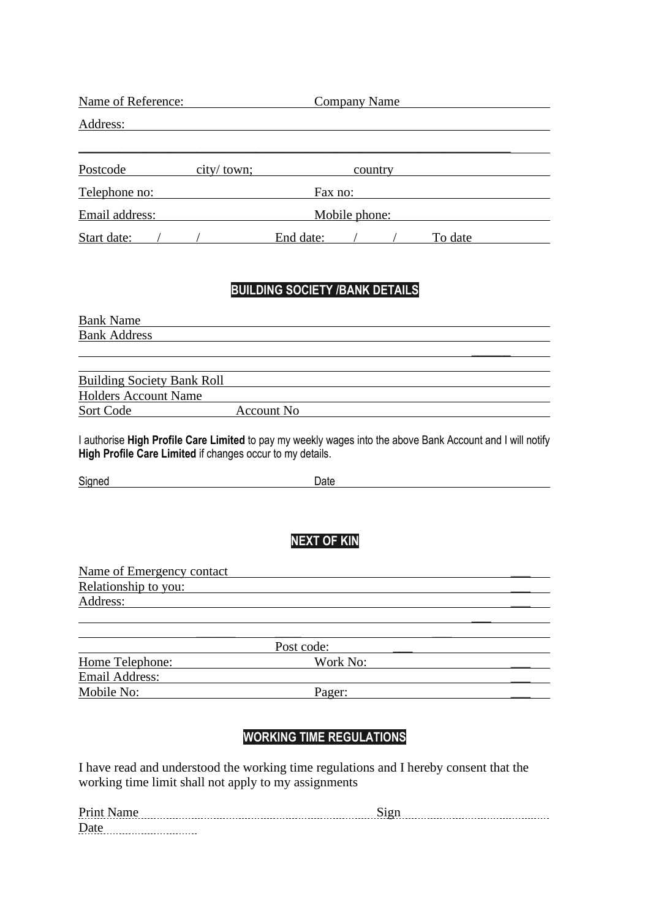Name of Reference: Company Name

Address:

Postcode city/ town; country

Telephone no: Fax no:

Email address: Mobile phone:

Start date: / / End date: / / To date

## BUILDING SOCIETY /BANK DETAILS

Bank Name

Bank Address

Building Society Bank Roll

Holders Account Name

Sort Code Account No

I authorise **High Profile Care Limited** to pay my weekly wages into the above Bank Account and I will notify **High Profile Care Limited** if changes occur to my details.

Signed Date

## NEXT OF KIN

Name of Emergency contact

Relationship to you:

Address:

Post code:

Home Telephone: Work No:

Email Address:

Mobile No: Pager:

## WORKING TIME REGULATIONS

I have read and understood the working time regulations and I hereby consent that the working time limit shall not apply to my assignments

Print Name Sign

Date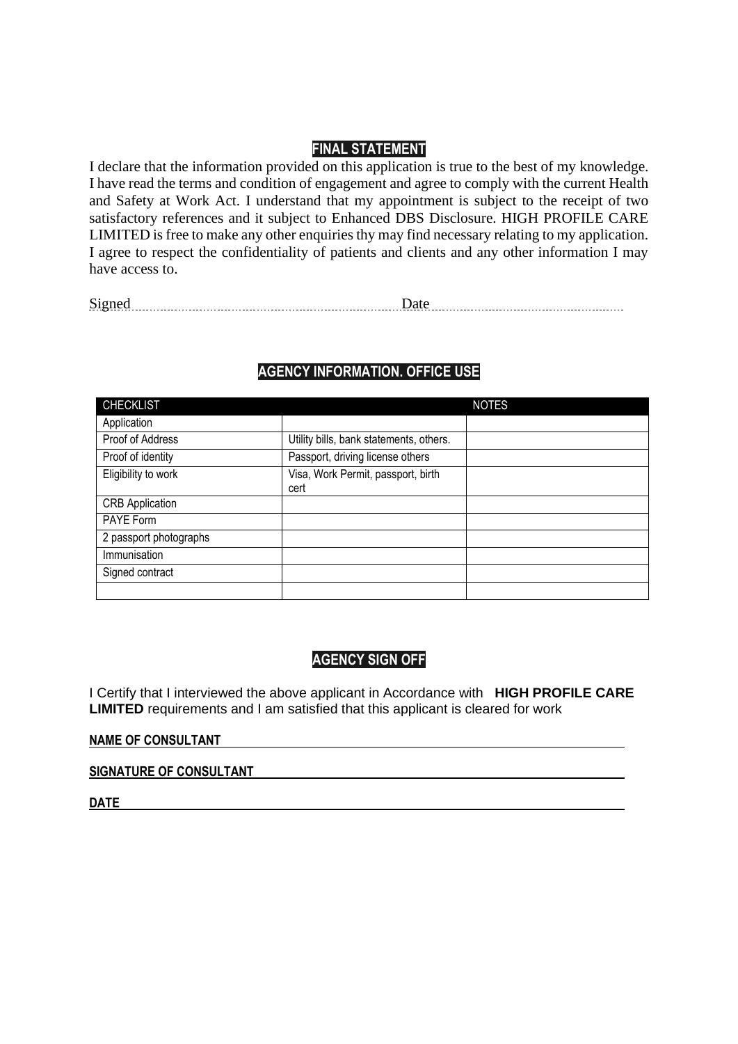## FINAL STATEMENT

I declare that the information provided on this application is true to the best of my knowledge. I have read the terms and condition of engagement and agree to comply with the current Health and Safety at Work Act. I understand that my appointment is subject to the receipt of two satisfactory references and it subject to Enhanced DBS Disclosure. HIGH PROFILE CARE LIMITED is free to make any other enquiries thy may find necessary relating to my application. I agree to respect the confidentiality of patients and clients and any other information I may have access to.

Signed .................................................................... Date ................................................

## AGENCY INFORMATION. OFFICE USE

| CHECKLIST | | NOTES |
|---|---|---|
| Application | | |
| Proof of Address | Utility bills, bank statements, others. | |
| Proof of identity | Passport, driving license others | |
| Eligibility to work | Visa, Work Permit, passport, birth cert | |
| CRB Application | | |
| PAYE Form | | |
| 2 passport photographs | | |
| Immunisation | | |
| Signed contract | | |
| | | |

## AGENCY SIGN OFF

I Certify that I interviewed the above applicant in Accordance with **HIGH PROFILE CARE LIMITED** requirements and I am satisfied that this applicant is cleared for work

**NAME OF CONSULTANT** ____________________________________________

**SIGNATURE OF CONSULTANT** ____________________________________________

**DATE** ____________________________________________